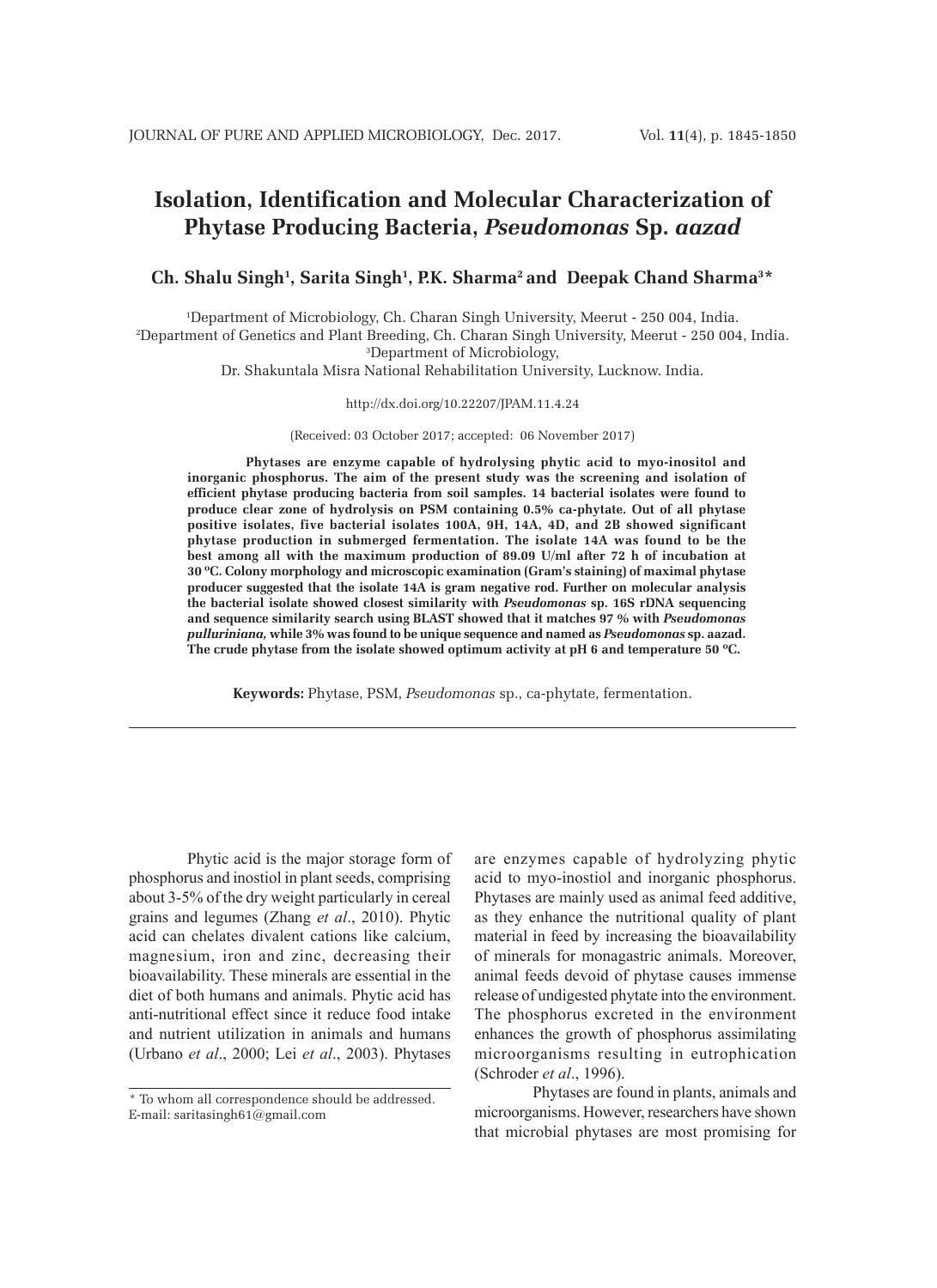# Isolation, Identification and Molecular Characterization of Phytase Producing Bacteria, *Pseudomonas* Sp. *aazad*

**Ch. Shalu Singh[1], Sarita Singh[1], P.K. Sharma[2] and Deepak Chand Sharma[3]***

[1]Department of Microbiology, Ch. Charan Singh University, Meerut - 250 004, India.
[2]Department of Genetics and Plant Breeding, Ch. Charan Singh University, Meerut - 250 004, India.
[3]Department of Microbiology,
Dr. Shakuntala Misra National Rehabilitation University, Lucknow. India.

http://dx.doi.org/10.22207/JPAM.11.4.24

(Received: 03 October 2017; accepted: 06 November 2017)

**Phytases are enzyme capable of hydrolysing phytic acid to myo-inositol and inorganic phosphorus. The aim of the present study was the screening and isolation of efficient phytase producing bacteria from soil samples. 14 bacterial isolates were found to produce clear zone of hydrolysis on PSM containing 0.5% ca-phytate. Out of all phytase positive isolates, five bacterial isolates 100A, 9H, 14A, 4D, and 2B showed significant phytase production in submerged fermentation. The isolate 14A was found to be the best among all with the maximum production of 89.09 U/ml after 72 h of incubation at 30 ºC. Colony morphology and microscopic examination (Gram's staining) of maximal phytase producer suggested that the isolate 14A is gram negative rod. Further on molecular analysis the bacterial isolate showed closest similarity with *Pseudomonas* sp. 16S rDNA sequencing and sequence similarity search using BLAST showed that it matches 97 % with *Pseudomonas pulluriniana*, while 3% was found to be unique sequence and named as *Pseudomonas* sp. aazad. The crude phytase from the isolate showed optimum activity at pH 6 and temperature 50 ºC.**

**Keywords:** Phytase, PSM, *Pseudomonas* sp., ca-phytate, fermentation.

---

Phytic acid is the major storage form of phosphorus and inostiol in plant seeds, comprising about 3-5% of the dry weight particularly in cereal grains and legumes (Zhang *et al*., 2010). Phytic acid can chelates divalent cations like calcium, magnesium, iron and zinc, decreasing their bioavailability. These minerals are essential in the diet of both humans and animals. Phytic acid has anti-nutritional effect since it reduce food intake and nutrient utilization in animals and humans (Urbano *et al*., 2000; Lei *et al*., 2003). Phytases are enzymes capable of hydrolyzing phytic acid to myo-inostiol and inorganic phosphorus. Phytases are mainly used as animal feed additive, as they enhance the nutritional quality of plant material in feed by increasing the bioavailability of minerals for monagastric animals. Moreover, animal feeds devoid of phytase causes immense release of undigested phytate into the environment. The phosphorus excreted in the environment enhances the growth of phosphorus assimilating microorganisms resulting in eutrophication (Schroder *et al*., 1996).

Phytases are found in plants, animals and microorganisms. However, researchers have shown that microbial phytases are most promising for

* To whom all correspondence should be addressed.
E-mail: saritasingh61@gmail.com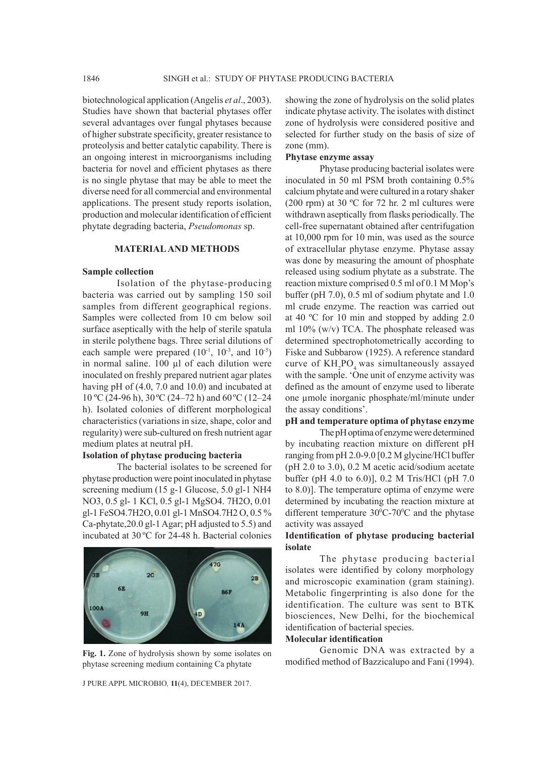biotechnological application (Angelis *et al*., 2003). Studies have shown that bacterial phytases offer several advantages over fungal phytases because of higher substrate specificity, greater resistance to proteolysis and better catalytic capability. There is an ongoing interest in microorganisms including bacteria for novel and efficient phytases as there is no single phytase that may be able to meet the diverse need for all commercial and environmental applications. The present study reports isolation, production and molecular identification of efficient phytate degrading bacteria, *Pseudomonas* sp.

## MATERIAL AND METHODS

### Sample collection

Isolation of the phytase-producing bacteria was carried out by sampling 150 soil samples from different geographical regions. Samples were collected from 10 cm below soil surface aseptically with the help of sterile spatula in sterile polythene bags. Three serial dilutions of each sample were prepared ($10^{-1}$, $10^{-3}$, and $10^{-5}$) in normal saline. 100 µl of each dilution were inoculated on freshly prepared nutrient agar plates having pH of (4.0, 7.0 and 10.0) and incubated at 10 ºC (24-96 h), 30 ºC (24–72 h) and 60 ºC (12–24 h). Isolated colonies of different morphological characteristics (variations in size, shape, color and regularity) were sub-cultured on fresh nutrient agar medium plates at neutral pH.

### Isolation of phytase producing bacteria

The bacterial isolates to be screened for phytase production were point inoculated in phytase screening medium (15 g-1 Glucose, 5.0 gl-1 NH4 NO3, 0.5 gl- 1 KCl, 0.5 gl-1 MgSO4. 7H2O, 0.01 gl-1 FeSO4.7H2O, 0.01 gl-1 MnSO4.7H2 O, 0.5 % Ca-phytate,20.0 gl-1 Agar; pH adjusted to 5.5) and incubated at 30 ºC for 24-48 h. Bacterial colonies showing the zone of hydrolysis on the solid plates indicate phytase activity. The isolates with distinct zone of hydrolysis were considered positive and selected for further study on the basis of size of zone (mm).

**Fig. 1.** Zone of hydrolysis shown by some isolates on phytase screening medium containing Ca phytate

### Phytase enzyme assay

Phytase producing bacterial isolates were inoculated in 50 ml PSM broth containing 0.5% calcium phytate and were cultured in a rotary shaker (200 rpm) at 30 ºC for 72 hr. 2 ml cultures were withdrawn aseptically from flasks periodically. The cell-free supernatant obtained after centrifugation at 10,000 rpm for 10 min, was used as the source of extracellular phytase enzyme. Phytase assay was done by measuring the amount of phosphate released using sodium phytate as a substrate. The reaction mixture comprised 0.5 ml of 0.1 M Mop's buffer (pH 7.0), 0.5 ml of sodium phytate and 1.0 ml crude enzyme. The reaction was carried out at 40 ºC for 10 min and stopped by adding 2.0 ml 10% (w/v) TCA. The phosphate released was determined spectrophotometrically according to Fiske and Subbarow (1925). A reference standard curve of $KH_2PO_4$ was simultaneously assayed with the sample. 'One unit of enzyme activity was defined as the amount of enzyme used to liberate one µmole inorganic phosphate/ml/minute under the assay conditions'.

### pH and temperature optima of phytase enzyme

The pH optima of enzyme were determined by incubating reaction mixture on different pH ranging from pH 2.0-9.0 [0.2 M glycine/HCl buffer (pH 2.0 to 3.0), 0.2 M acetic acid/sodium acetate buffer (pH 4.0 to 6.0)], 0.2 M Tris/HCl (pH 7.0 to 8.0)]. The temperature optima of enzyme were determined by incubating the reaction mixture at different temperature $30^0$C-$70^0$C and the phytase activity was assayed

### Identification of phytase producing bacterial isolate

The phytase producing bacterial isolates were identified by colony morphology and microscopic examination (gram staining). Metabolic fingerprinting is also done for the identification. The culture was sent to BTK biosciences, New Delhi, for the biochemical identification of bacterial species.

### Molecular identification

Genomic DNA was extracted by a modified method of Bazzicalupo and Fani (1994).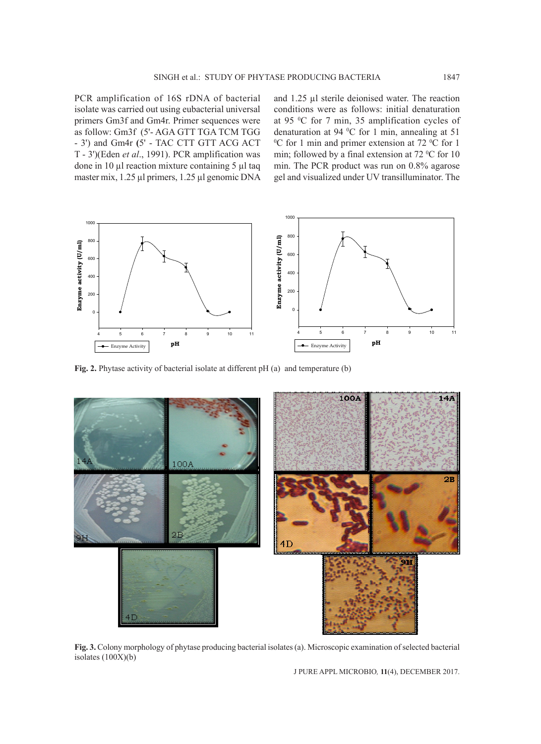PCR amplification of 16S rDNA of bacterial isolate was carried out using eubacterial universal primers Gm3f and Gm4r. Primer sequences were as follow: Gm3f (5'- AGA GTT TGA TCM TGG - 3') and Gm4r (5' - TAC CTT GTT ACG ACT T - 3')(Eden *et al*., 1991). PCR amplification was done in 10 µl reaction mixture containing 5 µl taq master mix, 1.25 µl primers, 1.25 µl genomic DNA and 1.25 µl sterile deionised water. The reaction conditions were as follows: initial denaturation at 95 $^0$C for 7 min, 35 amplification cycles of denaturation at 94 $^0$C for 1 min, annealing at 51 $^0$C for 1 min and primer extension at 72 $^0$C for 1 min; followed by a final extension at 72 $^0$C for 10 min. The PCR product was run on 0.8% agarose gel and visualized under UV transilluminator. The

**Fig. 2.** Phytase activity of bacterial isolate at different pH (a) and temperature (b)

**Fig. 3.** Colony morphology of phytase producing bacterial isolates (a). Microscopic examination of selected bacterial isolates (100X)(b)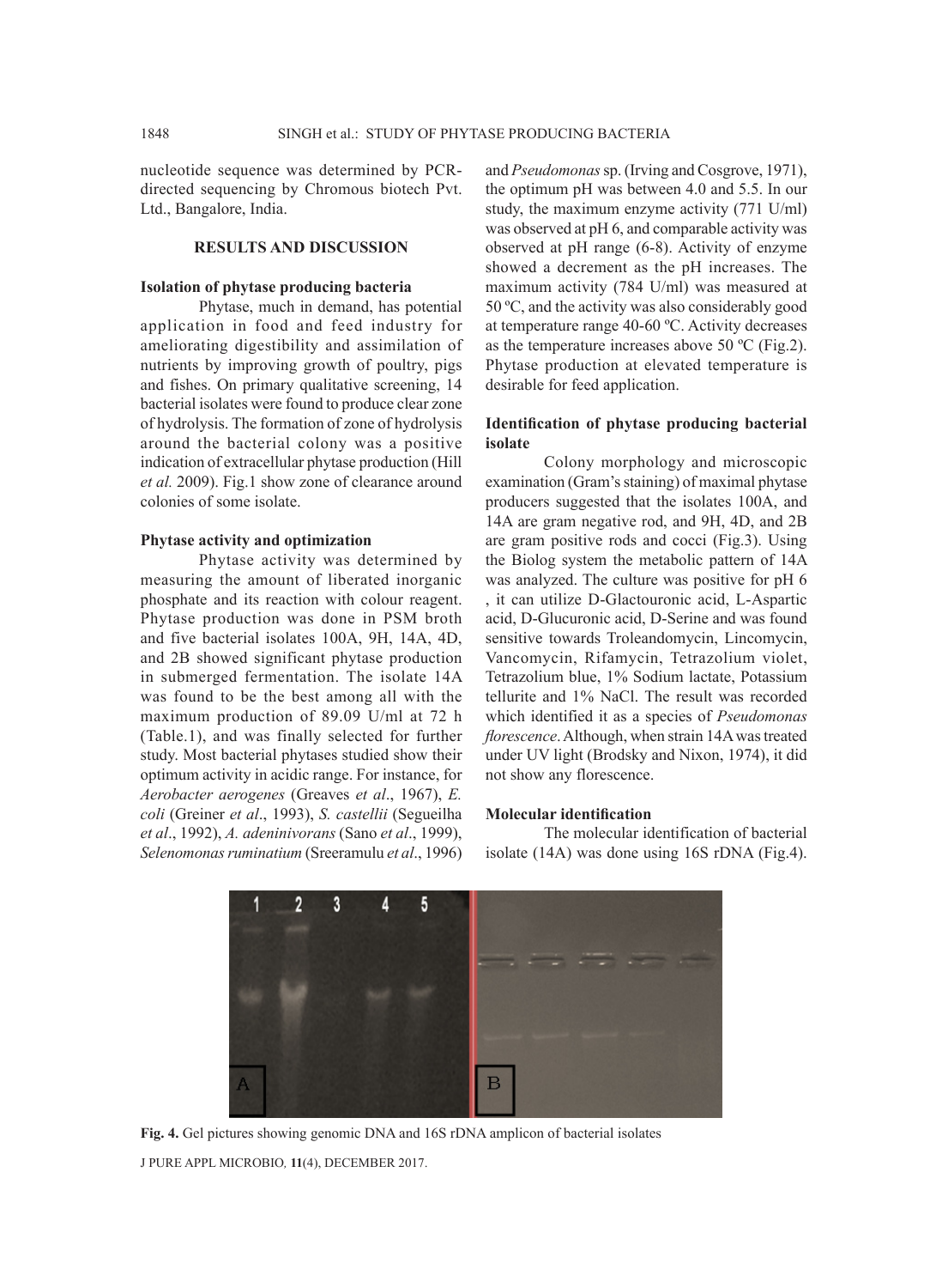nucleotide sequence was determined by PCR-directed sequencing by Chromous biotech Pvt. Ltd., Bangalore, India.

## RESULTS AND DISCUSSION

### Isolation of phytase producing bacteria

Phytase, much in demand, has potential application in food and feed industry for ameliorating digestibility and assimilation of nutrients by improving growth of poultry, pigs and fishes. On primary qualitative screening, 14 bacterial isolates were found to produce clear zone of hydrolysis. The formation of zone of hydrolysis around the bacterial colony was a positive indication of extracellular phytase production (Hill *et al.* 2009). Fig.1 show zone of clearance around colonies of some isolate.

### Phytase activity and optimization

Phytase activity was determined by measuring the amount of liberated inorganic phosphate and its reaction with colour reagent. Phytase production was done in PSM broth and five bacterial isolates 100A, 9H, 14A, 4D, and 2B showed significant phytase production in submerged fermentation. The isolate 14A was found to be the best among all with the maximum production of 89.09 U/ml at 72 h (Table.1), and was finally selected for further study. Most bacterial phytases studied show their optimum activity in acidic range. For instance, for *Aerobacter aerogenes* (Greaves *et al*., 1967), *E. coli* (Greiner *et al*., 1993), *S. castellii* (Segueilha *et al*., 1992), *A. adeninivorans* (Sano *et al*., 1999), *Selenomonas ruminatium* (Sreeramulu *et al*., 1996) and *Pseudomonas* sp. (Irving and Cosgrove, 1971), the optimum pH was between 4.0 and 5.5. In our study, the maximum enzyme activity (771 U/ml) was observed at pH 6, and comparable activity was observed at pH range (6-8). Activity of enzyme showed a decrement as the pH increases. The maximum activity (784 U/ml) was measured at 50 ºC, and the activity was also considerably good at temperature range 40-60 ºC. Activity decreases as the temperature increases above 50 ºC (Fig.2). Phytase production at elevated temperature is desirable for feed application.

### Identification of phytase producing bacterial isolate

Colony morphology and microscopic examination (Gram's staining) of maximal phytase producers suggested that the isolates 100A, and 14A are gram negative rod, and 9H, 4D, and 2B are gram positive rods and cocci (Fig.3). Using the Biolog system the metabolic pattern of 14A was analyzed. The culture was positive for pH 6 , it can utilize D-Glactouronic acid, L-Aspartic acid, D-Glucuronic acid, D-Serine and was found sensitive towards Troleandomycin, Lincomycin, Vancomycin, Rifamycin, Tetrazolium violet, Tetrazolium blue, 1% Sodium lactate, Potassium tellurite and 1% NaCl. The result was recorded which identified it as a species of *Pseudomonas florescence*. Although, when strain 14A was treated under UV light (Brodsky and Nixon, 1974), it did not show any florescence.

### Molecular identification

The molecular identification of bacterial isolate (14A) was done using 16S rDNA (Fig.4).

**Fig. 4.** Gel pictures showing genomic DNA and 16S rDNA amplicon of bacterial isolates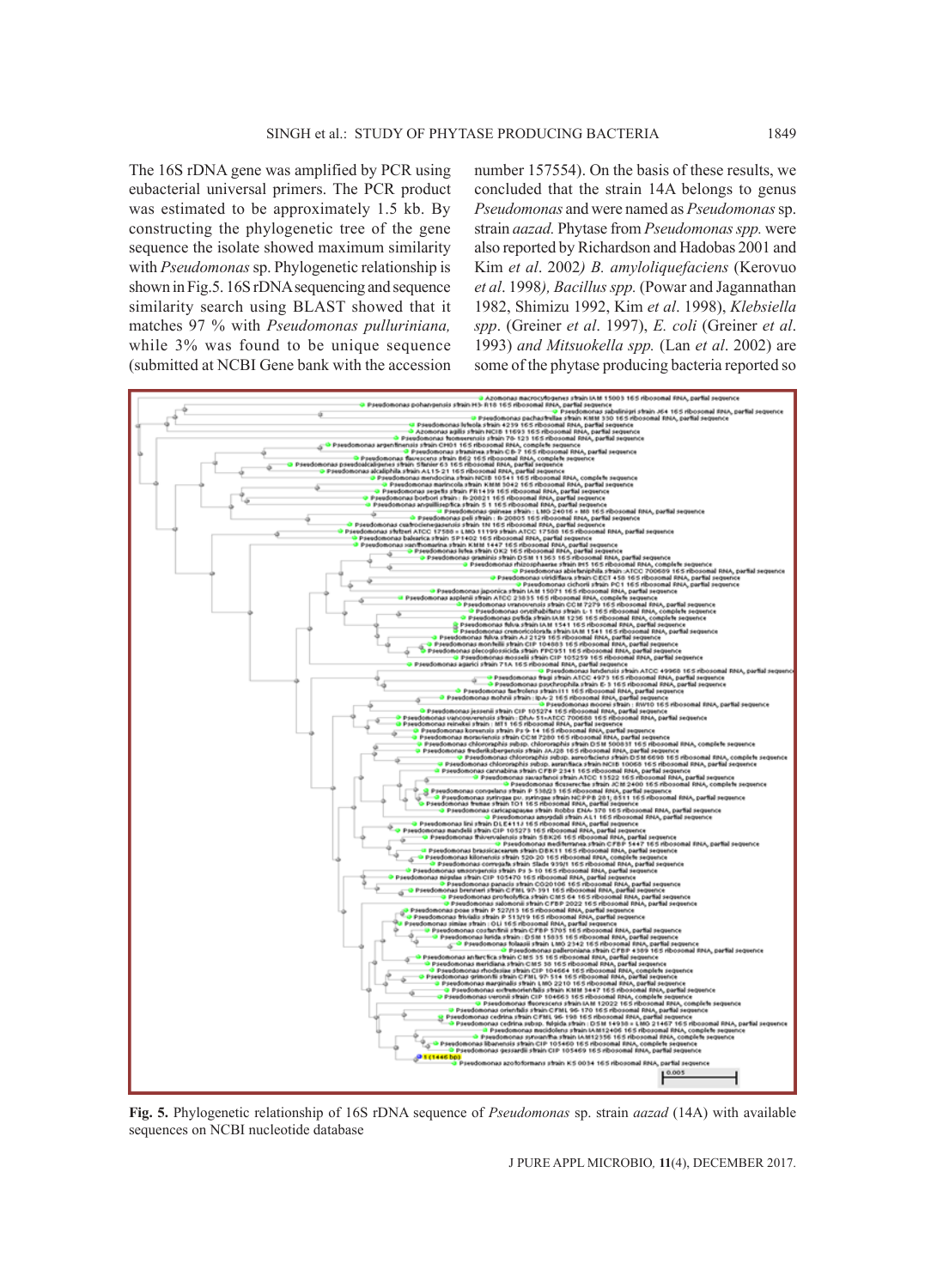The 16S rDNA gene was amplified by PCR using eubacterial universal primers. The PCR product was estimated to be approximately 1.5 kb. By constructing the phylogenetic tree of the gene sequence the isolate showed maximum similarity with *Pseudomonas* sp. Phylogenetic relationship is shown in Fig.5. 16S rDNA sequencing and sequence similarity search using BLAST showed that it matches 97 % with *Pseudomonas pulluriniana,* while 3% was found to be unique sequence (submitted at NCBI Gene bank with the accession number 157554). On the basis of these results, we concluded that the strain 14A belongs to genus *Pseudomonas* and were named as *Pseudomonas* sp. strain *aazad.* Phytase from *Pseudomonas spp.* were also reported by Richardson and Hadobas 2001 and Kim *et al*. 2002*) B. amyloliquefaciens* (Kerovuo *et al*. 1998*), Bacillus spp.* (Powar and Jagannathan 1982, Shimizu 1992, Kim *et al*. 1998), *Klebsiella spp*. (Greiner *et al*. 1997), *E. coli* (Greiner *et al*. 1993) *and Mitsuokella spp.* (Lan *et al*. 2002) are some of the phytase producing bacteria reported so

**Fig. 5.** Phylogenetic relationship of 16S rDNA sequence of *Pseudomonas* sp. strain *aazad* (14A) with available sequences on NCBI nucleotide database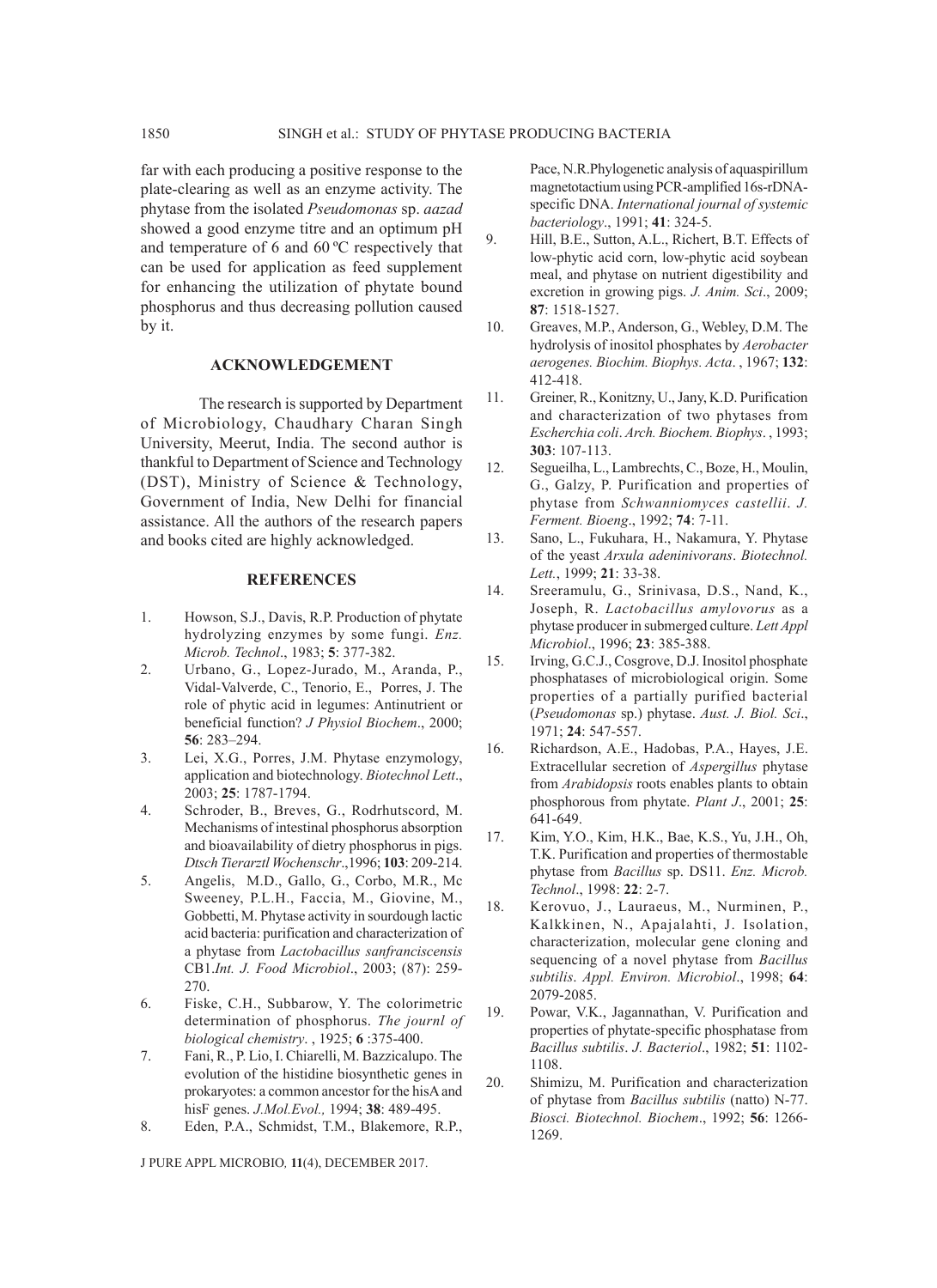far with each producing a positive response to the plate-clearing as well as an enzyme activity. The phytase from the isolated *Pseudomonas* sp. *aazad* showed a good enzyme titre and an optimum pH and temperature of 6 and 60 ºC respectively that can be used for application as feed supplement for enhancing the utilization of phytate bound phosphorus and thus decreasing pollution caused by it.

## ACKNOWLEDGEMENT

The research is supported by Department of Microbiology, Chaudhary Charan Singh University, Meerut, India. The second author is thankful to Department of Science and Technology (DST), Ministry of Science & Technology, Government of India, New Delhi for financial assistance. All the authors of the research papers and books cited are highly acknowledged.

## REFERENCES

1. Howson, S.J., Davis, R.P. Production of phytate hydrolyzing enzymes by some fungi. *Enz. Microb. Technol*., 1983; **5**: 377-382.
2. Urbano, G., Lopez-Jurado, M., Aranda, P., Vidal-Valverde, C., Tenorio, E., Porres, J. The role of phytic acid in legumes: Antinutrient or beneficial function? *J Physiol Biochem*., 2000; **56**: 283–294.
3. Lei, X.G., Porres, J.M. Phytase enzymology, application and biotechnology. *Biotechnol Lett*., 2003; **25**: 1787-1794.
4. Schroder, B., Breves, G., Rodrhutscord, M. Mechanisms of intestinal phosphorus absorption and bioavailability of dietry phosphorus in pigs. *Dtsch Tierarztl Wochenschr*.,1996; **103**: 209-214.
5. Angelis, M.D., Gallo, G., Corbo, M.R., Mc Sweeney, P.L.H., Faccia, M., Giovine, M., Gobbetti, M. Phytase activity in sourdough lactic acid bacteria: purification and characterization of a phytase from *Lactobacillus sanfranciscensis* CB1.*Int. J. Food Microbiol*., 2003; (87): 259-270.
6. Fiske, C.H., Subbarow, Y. The colorimetric determination of phosphorus. *The journl of biological chemistry*. , 1925; **6** :375-400.
7. Fani, R., P. Lio, I. Chiarelli, M. Bazzicalupo. The evolution of the histidine biosynthetic genes in prokaryotes: a common ancestor for the hisA and hisF genes. *J.Mol.Evol.,* 1994; **38**: 489-495.
8. Eden, P.A., Schmidst, T.M., Blakemore, R.P., Pace, N.R.Phylogenetic analysis of aquaspirillum magnetotactium using PCR-amplified 16s-rDNA-specific DNA. *International journal of systemic bacteriology*., 1991; **41**: 324-5.
9. Hill, B.E., Sutton, A.L., Richert, B.T. Effects of low-phytic acid corn, low-phytic acid soybean meal, and phytase on nutrient digestibility and excretion in growing pigs. *J. Anim. Sci*., 2009; **87**: 1518-1527.
10. Greaves, M.P., Anderson, G., Webley, D.M. The hydrolysis of inositol phosphates by *Aerobacter aerogenes. Biochim. Biophys. Acta*. , 1967; **132**: 412-418.
11. Greiner, R., Konitzny, U., Jany, K.D. Purification and characterization of two phytases from *Escherchia coli*. *Arch. Biochem. Biophys*. , 1993; **303**: 107-113.
12. Segueilha, L., Lambrechts, C., Boze, H., Moulin, G., Galzy, P. Purification and properties of phytase from *Schwanniomyces castellii*. *J. Ferment. Bioeng*., 1992; **74**: 7-11.
13. Sano, L., Fukuhara, H., Nakamura, Y. Phytase of the yeast *Arxula adeninivorans*. *Biotechnol. Lett.*, 1999; **21**: 33-38.
14. Sreeramulu, G., Srinivasa, D.S., Nand, K., Joseph, R. *Lactobacillus amylovorus* as a phytase producer in submerged culture. *Lett Appl Microbiol*., 1996; **23**: 385-388.
15. Irving, G.C.J., Cosgrove, D.J. Inositol phosphate phosphatases of microbiological origin. Some properties of a partially purified bacterial (*Pseudomonas* sp.) phytase. *Aust. J. Biol. Sci*., 1971; **24**: 547-557.
16. Richardson, A.E., Hadobas, P.A., Hayes, J.E. Extracellular secretion of *Aspergillus* phytase from *Arabidopsis* roots enables plants to obtain phosphorous from phytate. *Plant J*., 2001; **25**: 641-649.
17. Kim, Y.O., Kim, H.K., Bae, K.S., Yu, J.H., Oh, T.K. Purification and properties of thermostable phytase from *Bacillus* sp. DS11. *Enz. Microb. Technol*., 1998: **22**: 2-7.
18. Kerovuo, J., Lauraeus, M., Nurminen, P., Kalkkinen, N., Apajalahti, J. Isolation, characterization, molecular gene cloning and sequencing of a novel phytase from *Bacillus subtilis*. *Appl. Environ. Microbiol*., 1998; **64**: 2079-2085.
19. Powar, V.K., Jagannathan, V. Purification and properties of phytate-specific phosphatase from *Bacillus subtilis*. *J. Bacteriol*., 1982; **51**: 1102-1108.
20. Shimizu, M. Purification and characterization of phytase from *Bacillus subtilis* (natto) N-77. *Biosci. Biotechnol. Biochem*., 1992; **56**: 1266-1269.